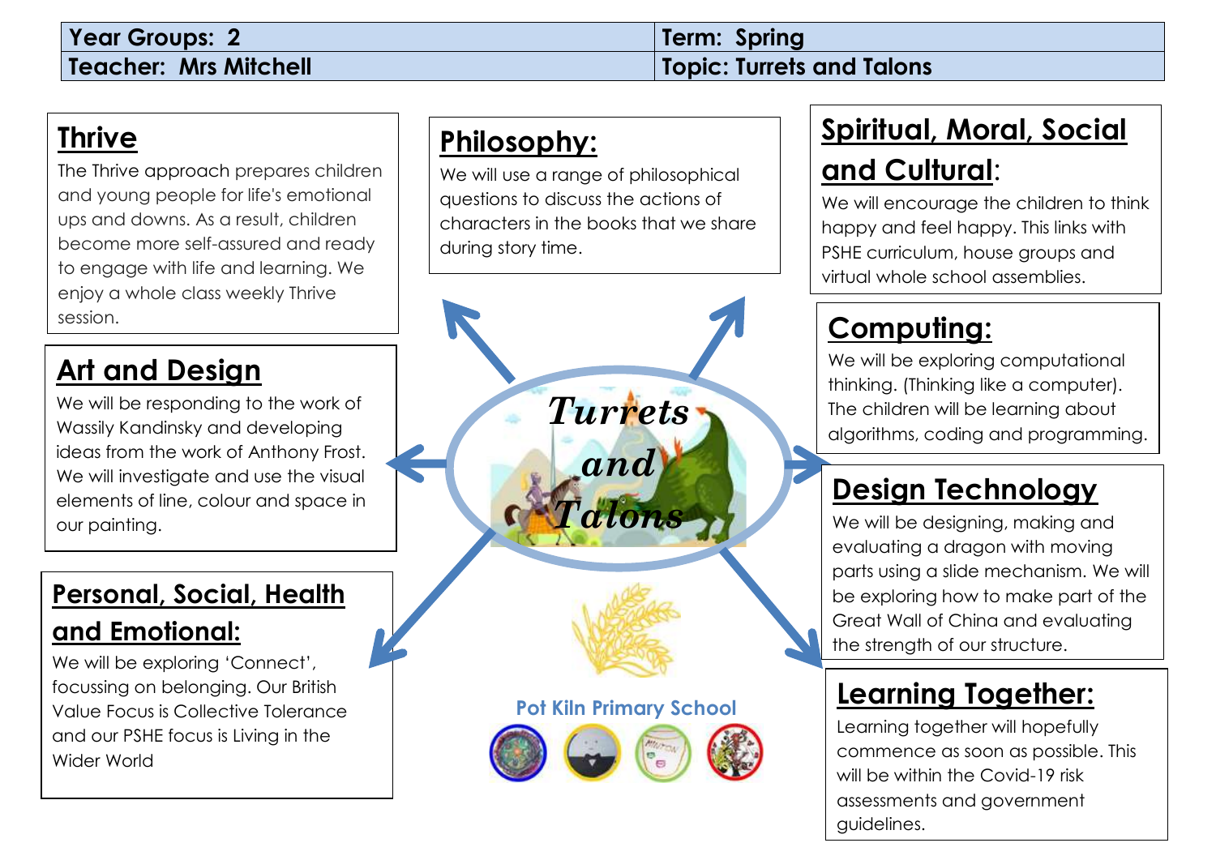| Year Groups: 2 | Term: Spring |
| --- | --- |
| Teacher: Mrs Mitchell | Topic: Turrets and Talons |

## Thrive

The Thrive approach prepares children and young people for life's emotional ups and downs. As a result, children become more self-assured and ready to engage with life and learning. We enjoy a whole class weekly Thrive session.

## Art and Design

We will be responding to the work of Wassily Kandinsky and developing ideas from the work of Anthony Frost. We will investigate and use the visual elements of line, colour and space in our painting.

## Personal, Social, Health and Emotional:

We will be exploring 'Connect', focussing on belonging. Our British Value Focus is Collective Tolerance and our PSHE focus is Living in the Wider World

## Philosophy:

We will use a range of philosophical questions to discuss the actions of characters in the books that we share during story time.

**Turrets and Talons**

Pot Kiln Primary School

## Spiritual, Moral, Social and Cultural:

We will encourage the children to think happy and feel happy. This links with PSHE curriculum, house groups and virtual whole school assemblies.

## Computing:

We will be exploring computational thinking. (Thinking like a computer). The children will be learning about algorithms, coding and programming.

## Design Technology

We will be designing, making and evaluating a dragon with moving parts using a slide mechanism. We will be exploring how to make part of the Great Wall of China and evaluating the strength of our structure.

## Learning Together:

Learning together will hopefully commence as soon as possible. This will be within the Covid-19 risk assessments and government guidelines.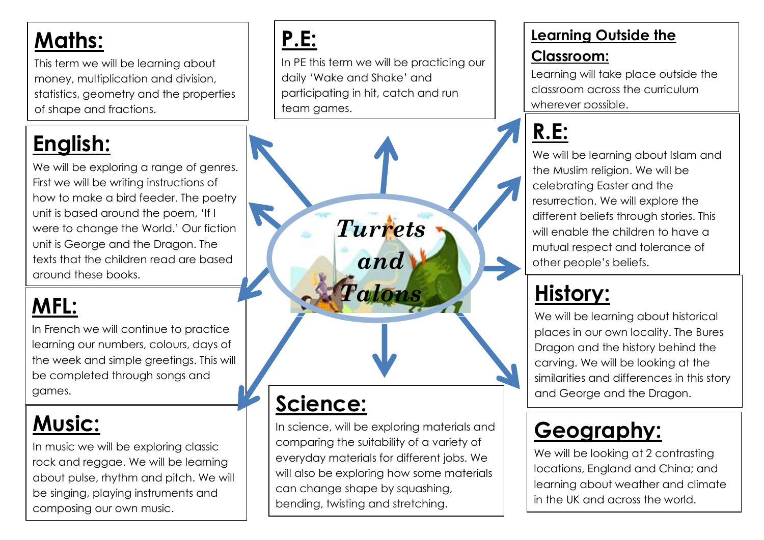# Turrets and Talons

## Maths:

This term we will be learning about money, multiplication and division, statistics, geometry and the properties of shape and fractions.

## English:

We will be exploring a range of genres. First we will be writing instructions of how to make a bird feeder. The poetry unit is based around the poem, 'If I were to change the World.' Our fiction unit is George and the Dragon. The texts that the children read are based around these books.

## MFL:

In French we will continue to practice learning our numbers, colours, days of the week and simple greetings. This will be completed through songs and games.

## Music:

In music we will be exploring classic rock and reggae. We will be learning about pulse, rhythm and pitch. We will be singing, playing instruments and composing our own music.

## P.E:

In PE this term we will be practicing our daily 'Wake and Shake' and participating in hit, catch and run team games.

## Science:

In science, will be exploring materials and comparing the suitability of a variety of everyday materials for different jobs. We will also be exploring how some materials can change shape by squashing, bending, twisting and stretching.

## Learning Outside the Classroom:

Learning will take place outside the classroom across the curriculum wherever possible.

## R.E:

We will be learning about Islam and the Muslim religion. We will be celebrating Easter and the resurrection. We will explore the different beliefs through stories. This will enable the children to have a mutual respect and tolerance of other people's beliefs.

## History:

We will be learning about historical places in our own locality. The Bures Dragon and the history behind the carving. We will be looking at the similarities and differences in this story and George and the Dragon.

## Geography:

We will be looking at 2 contrasting locations, England and China; and learning about weather and climate in the UK and across the world.